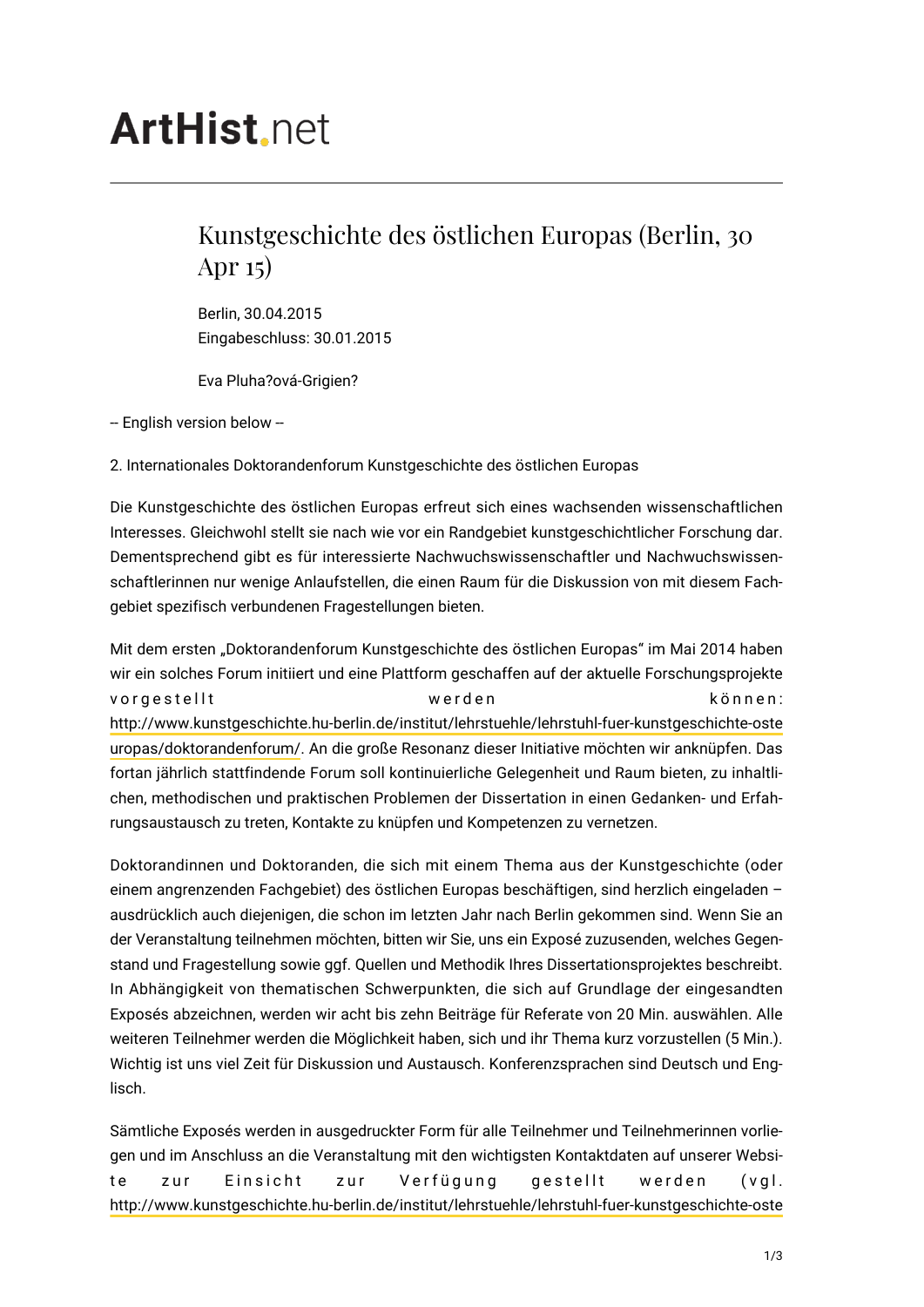# ArtHist.net

## Kunstgeschichte des östlichen Europas (Berlin, 30 Apr 15)

Berlin, 30.04.2015
Eingabeschluss: 30.01.2015

Eva Pluha?ová-Grigien?

-- English version below --

2. Internationales Doktorandenforum Kunstgeschichte des östlichen Europas

Die Kunstgeschichte des östlichen Europas erfreut sich eines wachsenden wissenschaftlichen Interesses. Gleichwohl stellt sie nach wie vor ein Randgebiet kunstgeschichtlicher Forschung dar. Dementsprechend gibt es für interessierte Nachwuchswissenschaftler und Nachwuchswissenschaftlerinnen nur wenige Anlaufstellen, die einen Raum für die Diskussion von mit diesem Fachgebiet spezifisch verbundenen Fragestellungen bieten.

Mit dem ersten „Doktorandenforum Kunstgeschichte des östlichen Europas" im Mai 2014 haben wir ein solches Forum initiiert und eine Plattform geschaffen auf der aktuelle Forschungsprojekte vorgestellt werden können: http://www.kunstgeschichte.hu-berlin.de/institut/lehrstuehle/lehrstuhl-fuer-kunstgeschichte-osteuropas/doktorandenforum/. An die große Resonanz dieser Initiative möchten wir anknüpfen. Das fortan jährlich stattfindende Forum soll kontinuierliche Gelegenheit und Raum bieten, zu inhaltlichen, methodischen und praktischen Problemen der Dissertation in einen Gedanken- und Erfahrungsaustausch zu treten, Kontakte zu knüpfen und Kompetenzen zu vernetzen.

Doktorandinnen und Doktoranden, die sich mit einem Thema aus der Kunstgeschichte (oder einem angrenzenden Fachgebiet) des östlichen Europas beschäftigen, sind herzlich eingeladen – ausdrücklich auch diejenigen, die schon im letzten Jahr nach Berlin gekommen sind. Wenn Sie an der Veranstaltung teilnehmen möchten, bitten wir Sie, uns ein Exposé zuzusenden, welches Gegenstand und Fragestellung sowie ggf. Quellen und Methodik Ihres Dissertationsprojektes beschreibt. In Abhängigkeit von thematischen Schwerpunkten, die sich auf Grundlage der eingesandten Exposés abzeichnen, werden wir acht bis zehn Beiträge für Referate von 20 Min. auswählen. Alle weiteren Teilnehmer werden die Möglichkeit haben, sich und ihr Thema kurz vorzustellen (5 Min.). Wichtig ist uns viel Zeit für Diskussion und Austausch. Konferenzsprachen sind Deutsch und Englisch.

Sämtliche Exposés werden in ausgedruckter Form für alle Teilnehmer und Teilnehmerinnen vorliegen und im Anschluss an die Veranstaltung mit den wichtigsten Kontaktdaten auf unserer Website zur Einsicht zur Verfügung gestellt werden (vgl. http://www.kunstgeschichte.hu-berlin.de/institut/lehrstuehle/lehrstuhl-fuer-kunstgeschichte-oste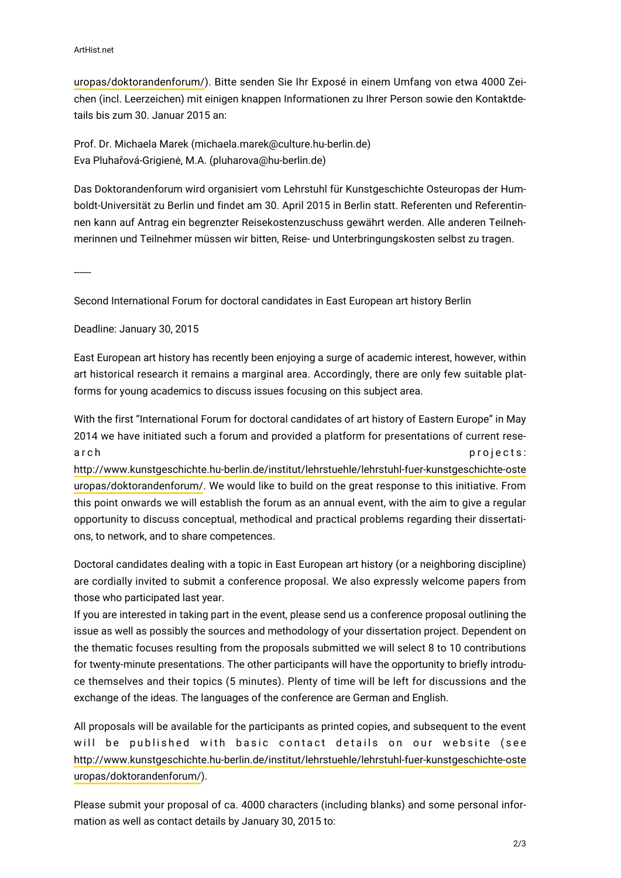uropas/doktorandenforum/). Bitte senden Sie Ihr Exposé in einem Umfang von etwa 4000 Zeichen (incl. Leerzeichen) mit einigen knappen Informationen zu Ihrer Person sowie den Kontaktdetails bis zum 30. Januar 2015 an:

Prof. Dr. Michaela Marek (michaela.marek@culture.hu-berlin.de)
Eva Pluhařová-Grigienė, M.A. (pluharova@hu-berlin.de)

Das Doktorandenforum wird organisiert vom Lehrstuhl für Kunstgeschichte Osteuropas der Humboldt-Universität zu Berlin und findet am 30. April 2015 in Berlin statt. Referenten und Referentinnen kann auf Antrag ein begrenzter Reisekostenzuschuss gewährt werden. Alle anderen Teilnehmerinnen und Teilnehmer müssen wir bitten, Reise- und Unterbringungskosten selbst zu tragen.

------

Second International Forum for doctoral candidates in East European art history Berlin

Deadline: January 30, 2015

East European art history has recently been enjoying a surge of academic interest, however, within art historical research it remains a marginal area. Accordingly, there are only few suitable platforms for young academics to discuss issues focusing on this subject area.

With the first "International Forum for doctoral candidates of art history of Eastern Europe" in May 2014 we have initiated such a forum and provided a platform for presentations of current research projects: http://www.kunstgeschichte.hu-berlin.de/institut/lehrstuehle/lehrstuhl-fuer-kunstgeschichte-osteuropas/doktorandenforum/. We would like to build on the great response to this initiative. From this point onwards we will establish the forum as an annual event, with the aim to give a regular opportunity to discuss conceptual, methodical and practical problems regarding their dissertations, to network, and to share competences.

Doctoral candidates dealing with a topic in East European art history (or a neighboring discipline) are cordially invited to submit a conference proposal. We also expressly welcome papers from those who participated last year.
If you are interested in taking part in the event, please send us a conference proposal outlining the issue as well as possibly the sources and methodology of your dissertation project. Dependent on the thematic focuses resulting from the proposals submitted we will select 8 to 10 contributions for twenty-minute presentations. The other participants will have the opportunity to briefly introduce themselves and their topics (5 minutes). Plenty of time will be left for discussions and the exchange of the ideas. The languages of the conference are German and English.

All proposals will be available for the participants as printed copies, and subsequent to the event will be published with basic contact details on our website (see http://www.kunstgeschichte.hu-berlin.de/institut/lehrstuehle/lehrstuhl-fuer-kunstgeschichte-osteuropas/doktorandenforum/).

Please submit your proposal of ca. 4000 characters (including blanks) and some personal information as well as contact details by January 30, 2015 to: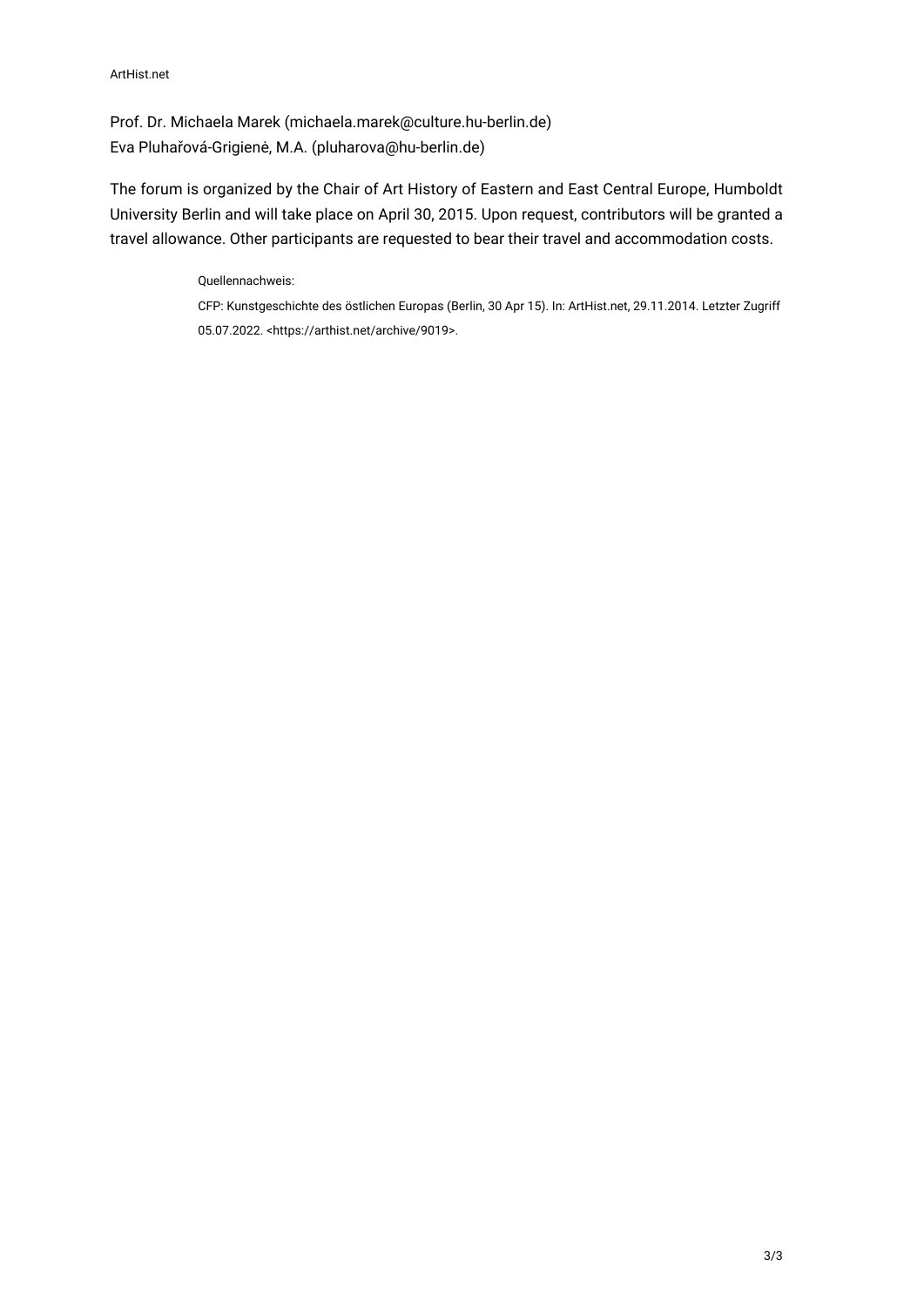Prof. Dr. Michaela Marek (michaela.marek@culture.hu-berlin.de)
Eva Pluhařová-Grigienė, M.A. (pluharova@hu-berlin.de)

The forum is organized by the Chair of Art History of Eastern and East Central Europe, Humboldt University Berlin and will take place on April 30, 2015. Upon request, contributors will be granted a travel allowance. Other participants are requested to bear their travel and accommodation costs.

Quellennachweis:

CFP: Kunstgeschichte des östlichen Europas (Berlin, 30 Apr 15). In: ArtHist.net, 29.11.2014. Letzter Zugriff 05.07.2022. <https://arthist.net/archive/9019>.